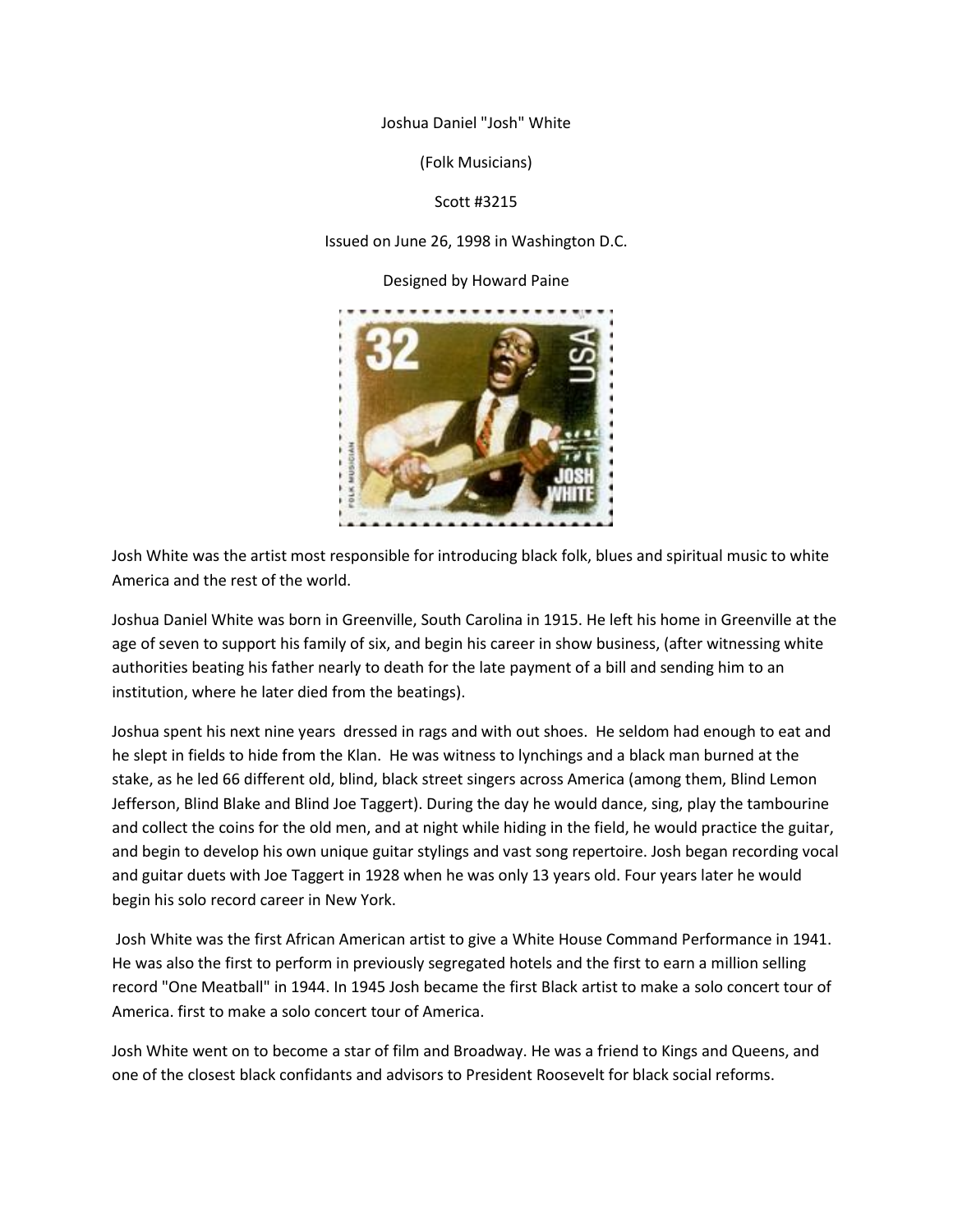Joshua Daniel "Josh" White

(Folk Musicians)

Scott #3215

Issued on June 26, 1998 in Washington D.C.

Designed by Howard Paine

Josh White was the artist most responsible for introducing black folk, blues and spiritual music to white America and the rest of the world.

Joshua Daniel White was born in Greenville, South Carolina in 1915. He left his home in Greenville at the age of seven to support his family of six, and begin his career in show business, (after witnessing white authorities beating his father nearly to death for the late payment of a bill and sending him to an institution, where he later died from the beatings).

Joshua spent his next nine years dressed in rags and with out shoes. He seldom had enough to eat and he slept in fields to hide from the Klan. He was witness to lynchings and a black man burned at the stake, as he led 66 different old, blind, black street singers across America (among them, Blind Lemon Jefferson, Blind Blake and Blind Joe Taggert). During the day he would dance, sing, play the tambourine and collect the coins for the old men, and at night while hiding in the field, he would practice the guitar, and begin to develop his own unique guitar stylings and vast song repertoire. Josh began recording vocal and guitar duets with Joe Taggert in 1928 when he was only 13 years old. Four years later he would begin his solo record career in New York.

Josh White was the first African American artist to give a White House Command Performance in 1941. He was also the first to perform in previously segregated hotels and the first to earn a million selling record "One Meatball" in 1944. In 1945 Josh became the first Black artist to make a solo concert tour of America. first to make a solo concert tour of America.

Josh White went on to become a star of film and Broadway. He was a friend to Kings and Queens, and one of the closest black confidants and advisors to President Roosevelt for black social reforms.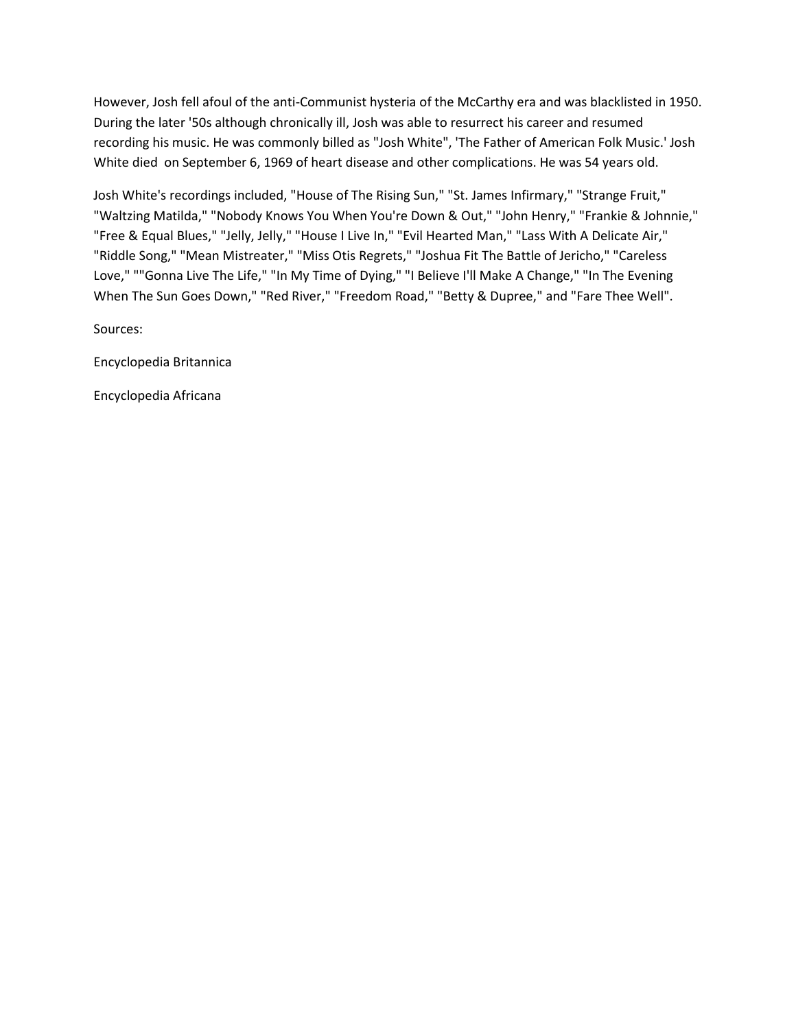However, Josh fell afoul of the anti-Communist hysteria of the McCarthy era and was blacklisted in 1950. During the later '50s although chronically ill, Josh was able to resurrect his career and resumed recording his music. He was commonly billed as "Josh White", 'The Father of American Folk Music.' Josh White died  on September 6, 1969 of heart disease and other complications. He was 54 years old.

Josh White's recordings included, "House of The Rising Sun," "St. James Infirmary," "Strange Fruit," "Waltzing Matilda," "Nobody Knows You When You're Down & Out," "John Henry," "Frankie & Johnnie," "Free & Equal Blues," "Jelly, Jelly," "House I Live In," "Evil Hearted Man," "Lass With A Delicate Air," "Riddle Song," "Mean Mistreater," "Miss Otis Regrets," "Joshua Fit The Battle of Jericho," "Careless Love," ""Gonna Live The Life," "In My Time of Dying," "I Believe I'll Make A Change," "In The Evening When The Sun Goes Down," "Red River," "Freedom Road," "Betty & Dupree," and "Fare Thee Well".

Sources:

Encyclopedia Britannica

Encyclopedia Africana